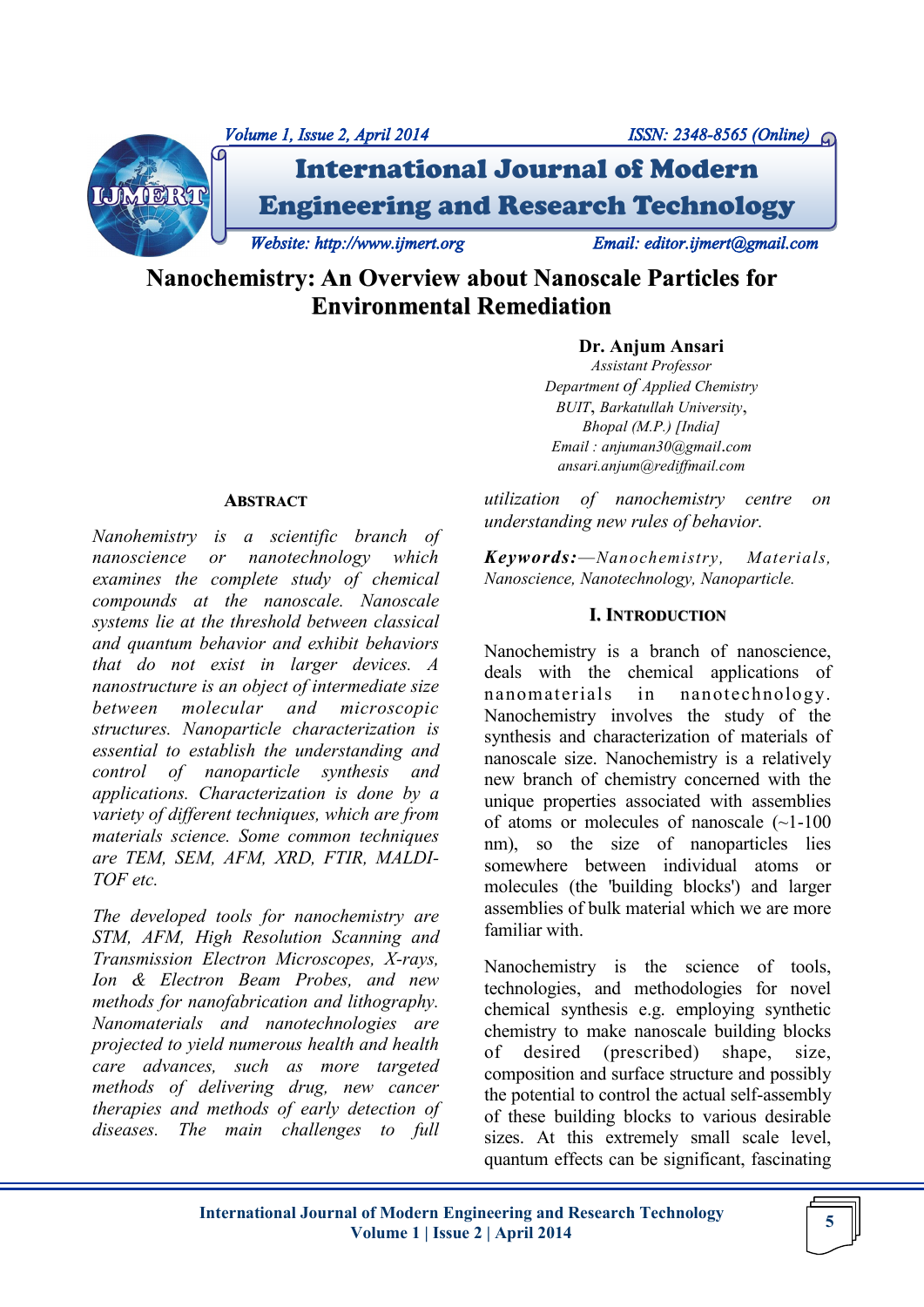# Nanochemistry: An Overview about Nanoscale Particles for Environmental Remediation

**Dr. Anjum Ansari**
*Assistant Professor*
*Department of Applied Chemistry*
*BUIT, Barkatullah University,*
*Bhopal (M.P.) [India]*
*Email : anjuman30@gmail.com*
*ansari.anjum@rediffmail.com*

## ABSTRACT

*Nanohemistry is a scientific branch of nanoscience or nanotechnology which examines the complete study of chemical compounds at the nanoscale. Nanoscale systems lie at the threshold between classical and quantum behavior and exhibit behaviors that do not exist in larger devices. A nanostructure is an object of intermediate size between molecular and microscopic structures. Nanoparticle characterization is essential to establish the understanding and control of nanoparticle synthesis and applications. Characterization is done by a variety of different techniques, which are from materials science. Some common techniques are TEM, SEM, AFM, XRD, FTIR, MALDI-TOF etc.*

*The developed tools for nanochemistry are STM, AFM, High Resolution Scanning and Transmission Electron Microscopes, X-rays, Ion & Electron Beam Probes, and new methods for nanofabrication and lithography. Nanomaterials and nanotechnologies are projected to yield numerous health and health care advances, such as more targeted methods of delivering drug, new cancer therapies and methods of early detection of diseases. The main challenges to full utilization of nanochemistry centre on understanding new rules of behavior.*

***Keywords:****—Nanochemistry, Materials, Nanoscience, Nanotechnology, Nanoparticle.*

## I. INTRODUCTION

Nanochemistry is a branch of nanoscience, deals with the chemical applications of nanomaterials in nanotechnology. Nanochemistry involves the study of the synthesis and characterization of materials of nanoscale size. Nanochemistry is a relatively new branch of chemistry concerned with the unique properties associated with assemblies of atoms or molecules of nanoscale (~1-100 nm), so the size of nanoparticles lies somewhere between individual atoms or molecules (the 'building blocks') and larger assemblies of bulk material which we are more familiar with.

Nanochemistry is the science of tools, technologies, and methodologies for novel chemical synthesis e.g. employing synthetic chemistry to make nanoscale building blocks of desired (prescribed) shape, size, composition and surface structure and possibly the potential to control the actual self-assembly of these building blocks to various desirable sizes. At this extremely small scale level, quantum effects can be significant, fascinating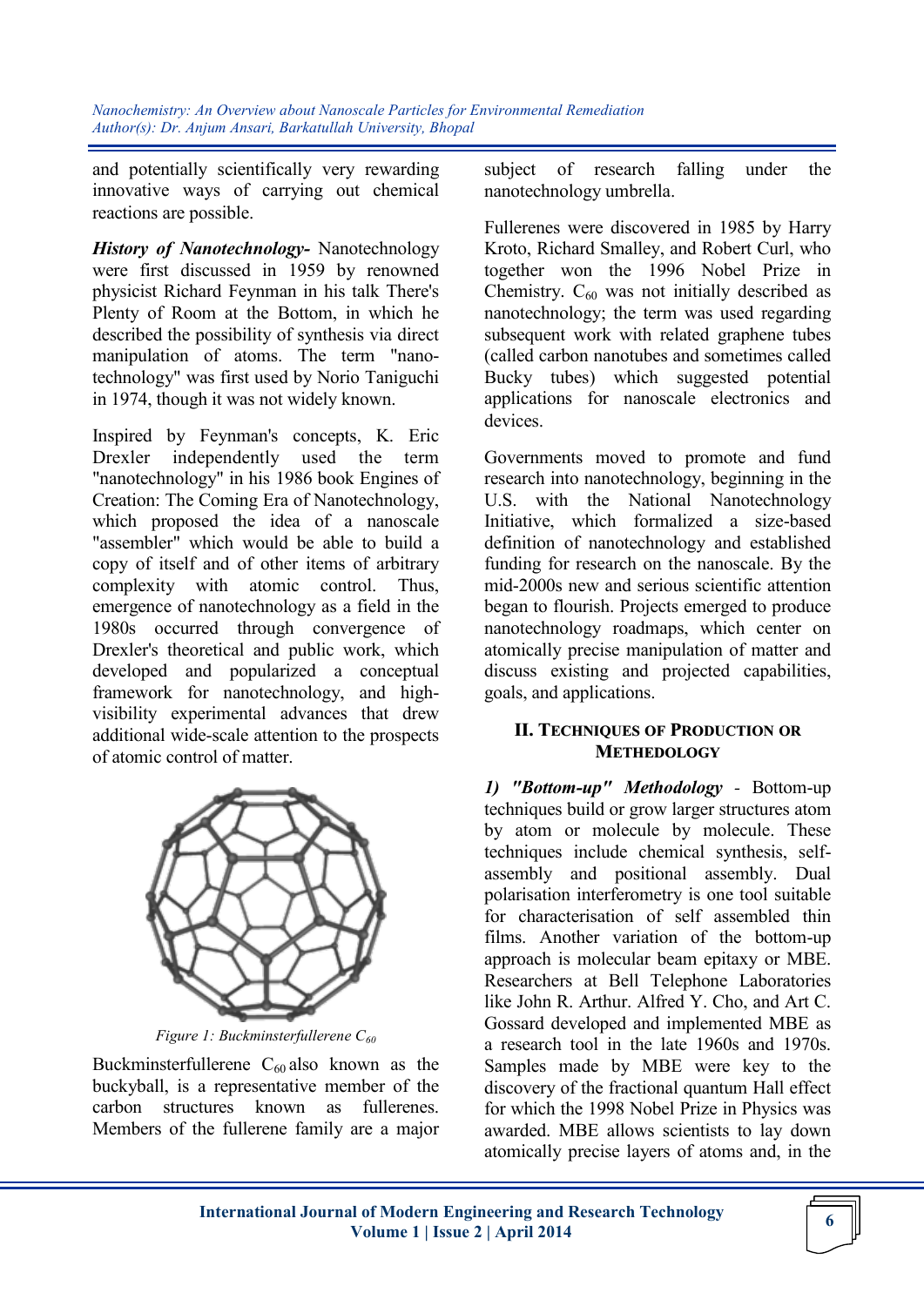and potentially scientifically very rewarding innovative ways of carrying out chemical reactions are possible.

***History of Nanotechnology-*** Nanotechnology were first discussed in 1959 by renowned physicist Richard Feynman in his talk There's Plenty of Room at the Bottom, in which he described the possibility of synthesis via direct manipulation of atoms. The term "nano-technology" was first used by Norio Taniguchi in 1974, though it was not widely known.

Inspired by Feynman's concepts, K. Eric Drexler independently used the term "nanotechnology" in his 1986 book Engines of Creation: The Coming Era of Nanotechnology, which proposed the idea of a nanoscale "assembler" which would be able to build a copy of itself and of other items of arbitrary complexity with atomic control. Thus, emergence of nanotechnology as a field in the 1980s occurred through convergence of Drexler's theoretical and public work, which developed and popularized a conceptual framework for nanotechnology, and high-visibility experimental advances that drew additional wide-scale attention to the prospects of atomic control of matter.

*Figure 1: Buckminsterfullerene $C_{60}$*

Buckminsterfullerene $C_{60}$ also known as the buckyball, is a representative member of the carbon structures known as fullerenes. Members of the fullerene family are a major subject of research falling under the nanotechnology umbrella.

Fullerenes were discovered in 1985 by Harry Kroto, Richard Smalley, and Robert Curl, who together won the 1996 Nobel Prize in Chemistry. $C_{60}$ was not initially described as nanotechnology; the term was used regarding subsequent work with related graphene tubes (called carbon nanotubes and sometimes called Bucky tubes) which suggested potential applications for nanoscale electronics and devices.

Governments moved to promote and fund research into nanotechnology, beginning in the U.S. with the National Nanotechnology Initiative, which formalized a size-based definition of nanotechnology and established funding for research on the nanoscale. By the mid-2000s new and serious scientific attention began to flourish. Projects emerged to produce nanotechnology roadmaps, which center on atomically precise manipulation of matter and discuss existing and projected capabilities, goals, and applications.

## II. Techniques of Production or Methedology

***1) "Bottom-up" Methodology*** - Bottom-up techniques build or grow larger structures atom by atom or molecule by molecule. These techniques include chemical synthesis, self-assembly and positional assembly. Dual polarisation interferometry is one tool suitable for characterisation of self assembled thin films. Another variation of the bottom-up approach is molecular beam epitaxy or MBE. Researchers at Bell Telephone Laboratories like John R. Arthur. Alfred Y. Cho, and Art C. Gossard developed and implemented MBE as a research tool in the late 1960s and 1970s. Samples made by MBE were key to the discovery of the fractional quantum Hall effect for which the 1998 Nobel Prize in Physics was awarded. MBE allows scientists to lay down atomically precise layers of atoms and, in the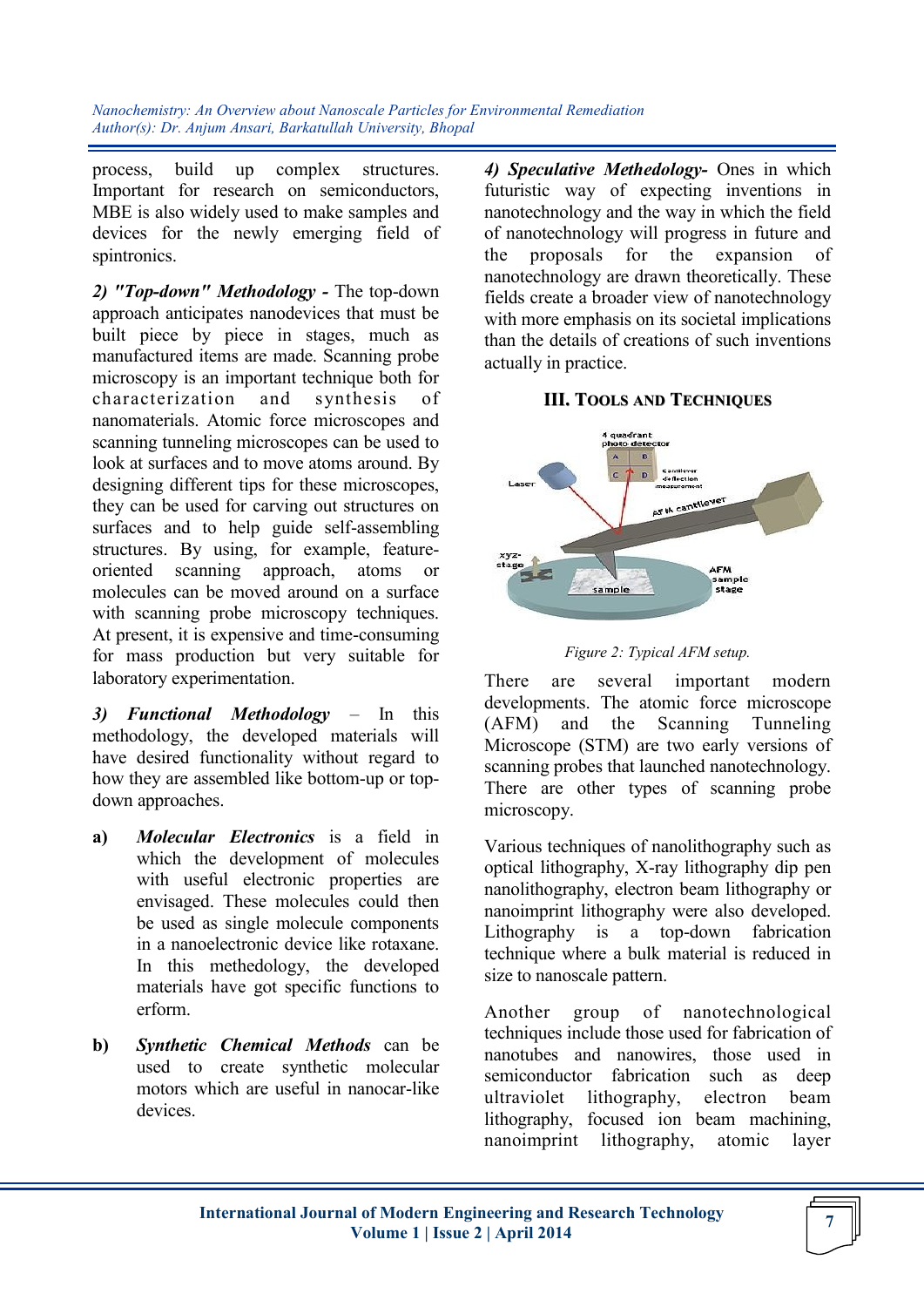process, build up complex structures. Important for research on semiconductors, MBE is also widely used to make samples and devices for the newly emerging field of spintronics.

*2) "Top-down" Methodology* - The top-down approach anticipates nanodevices that must be built piece by piece in stages, much as manufactured items are made. Scanning probe microscopy is an important technique both for characterization and synthesis of nanomaterials. Atomic force microscopes and scanning tunneling microscopes can be used to look at surfaces and to move atoms around. By designing different tips for these microscopes, they can be used for carving out structures on surfaces and to help guide self-assembling structures. By using, for example, feature-oriented scanning approach, atoms or molecules can be moved around on a surface with scanning probe microscopy techniques. At present, it is expensive and time-consuming for mass production but very suitable for laboratory experimentation.

*3) Functional Methodology* – In this methodology, the developed materials will have desired functionality without regard to how they are assembled like bottom-up or top-down approaches.

**a)** ***Molecular Electronics*** is a field in which the development of molecules with useful electronic properties are envisaged. These molecules could then be used as single molecule components in a nanoelectronic device like rotaxane. In this methedology, the developed materials have got specific functions to erform.

**b)** ***Synthetic Chemical Methods*** can be used to create synthetic molecular motors which are useful in nanocar-like devices.

***4) Speculative Methedology-*** Ones in which futuristic way of expecting inventions in nanotechnology and the way in which the field of nanotechnology will progress in future and the proposals for the expansion of nanotechnology are drawn theoretically. These fields create a broader view of nanotechnology with more emphasis on its societal implications than the details of creations of such inventions actually in practice.

## III. Tools and Techniques

*Figure 2: Typical AFM setup.*

There are several important modern developments. The atomic force microscope (AFM) and the Scanning Tunneling Microscope (STM) are two early versions of scanning probes that launched nanotechnology. There are other types of scanning probe microscopy.

Various techniques of nanolithography such as optical lithography, X-ray lithography dip pen nanolithography, electron beam lithography or nanoimprint lithography were also developed. Lithography is a top-down fabrication technique where a bulk material is reduced in size to nanoscale pattern.

Another group of nanotechnological techniques include those used for fabrication of nanotubes and nanowires, those used in semiconductor fabrication such as deep ultraviolet lithography, electron beam lithography, focused ion beam machining, nanoimprint lithography, atomic layer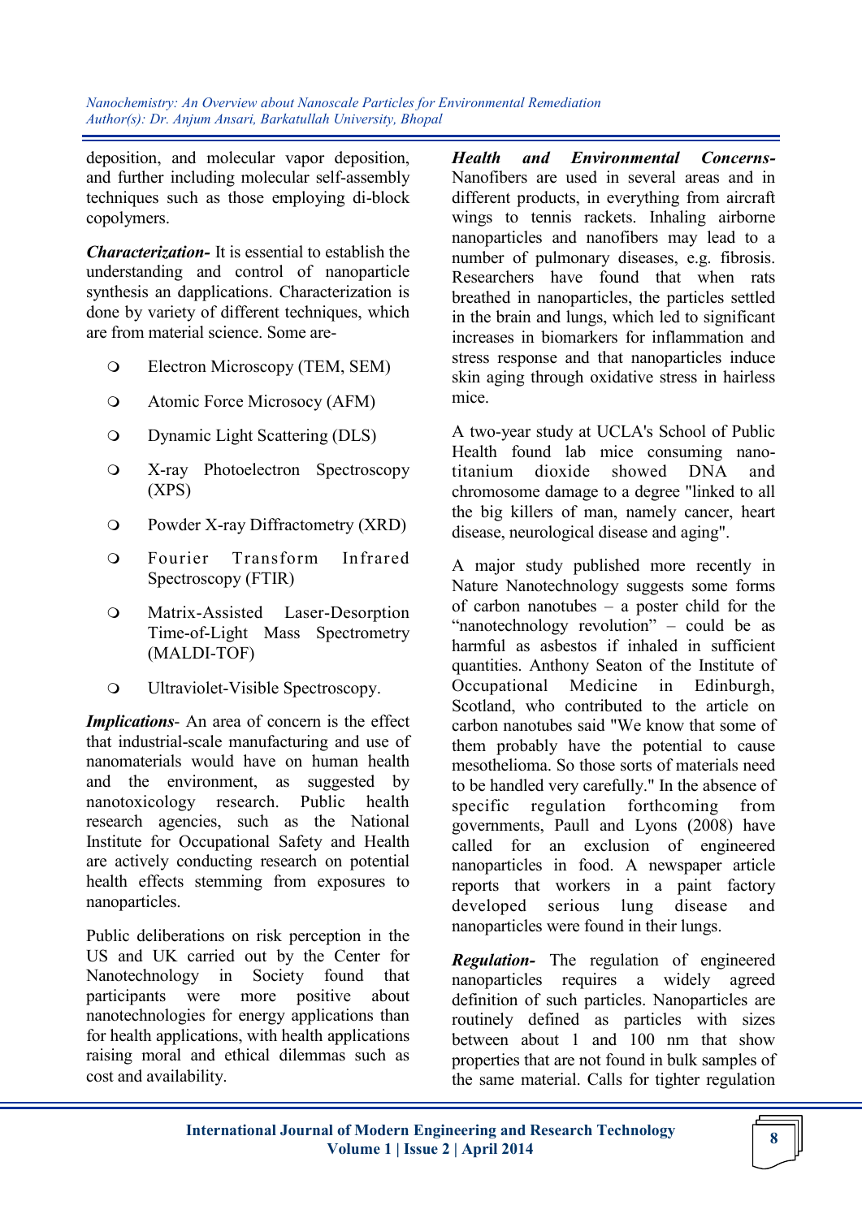deposition, and molecular vapor deposition, and further including molecular self-assembly techniques such as those employing di-block copolymers.

***Characterization-*** It is essential to establish the understanding and control of nanoparticle synthesis an dapplications. Characterization is done by variety of different techniques, which are from material science. Some are-

- Electron Microscopy (TEM, SEM)
- Atomic Force Microsocy (AFM)
- Dynamic Light Scattering (DLS)
- X-ray Photoelectron Spectroscopy (XPS)
- Powder X-ray Diffractometry (XRD)
- Fourier Transform Infrared Spectroscopy (FTIR)
- Matrix-Assisted Laser-Desorption Time-of-Light Mass Spectrometry (MALDI-TOF)
- Ultraviolet-Visible Spectroscopy.

***Implications***- An area of concern is the effect that industrial-scale manufacturing and use of nanomaterials would have on human health and the environment, as suggested by nanotoxicology research. Public health research agencies, such as the National Institute for Occupational Safety and Health are actively conducting research on potential health effects stemming from exposures to nanoparticles.

Public deliberations on risk perception in the US and UK carried out by the Center for Nanotechnology in Society found that participants were more positive about nanotechnologies for energy applications than for health applications, with health applications raising moral and ethical dilemmas such as cost and availability.

***Health and Environmental Concerns-*** Nanofibers are used in several areas and in different products, in everything from aircraft wings to tennis rackets. Inhaling airborne nanoparticles and nanofibers may lead to a number of pulmonary diseases, e.g. fibrosis. Researchers have found that when rats breathed in nanoparticles, the particles settled in the brain and lungs, which led to significant increases in biomarkers for inflammation and stress response and that nanoparticles induce skin aging through oxidative stress in hairless mice.

A two-year study at UCLA's School of Public Health found lab mice consuming nano-titanium dioxide showed DNA and chromosome damage to a degree "linked to all the big killers of man, namely cancer, heart disease, neurological disease and aging".

A major study published more recently in Nature Nanotechnology suggests some forms of carbon nanotubes – a poster child for the "nanotechnology revolution" – could be as harmful as asbestos if inhaled in sufficient quantities. Anthony Seaton of the Institute of Occupational Medicine in Edinburgh, Scotland, who contributed to the article on carbon nanotubes said "We know that some of them probably have the potential to cause mesothelioma. So those sorts of materials need to be handled very carefully." In the absence of specific regulation forthcoming from governments, Paull and Lyons (2008) have called for an exclusion of engineered nanoparticles in food. A newspaper article reports that workers in a paint factory developed serious lung disease and nanoparticles were found in their lungs.

***Regulation-*** The regulation of engineered nanoparticles requires a widely agreed definition of such particles. Nanoparticles are routinely defined as particles with sizes between about 1 and 100 nm that show properties that are not found in bulk samples of the same material. Calls for tighter regulation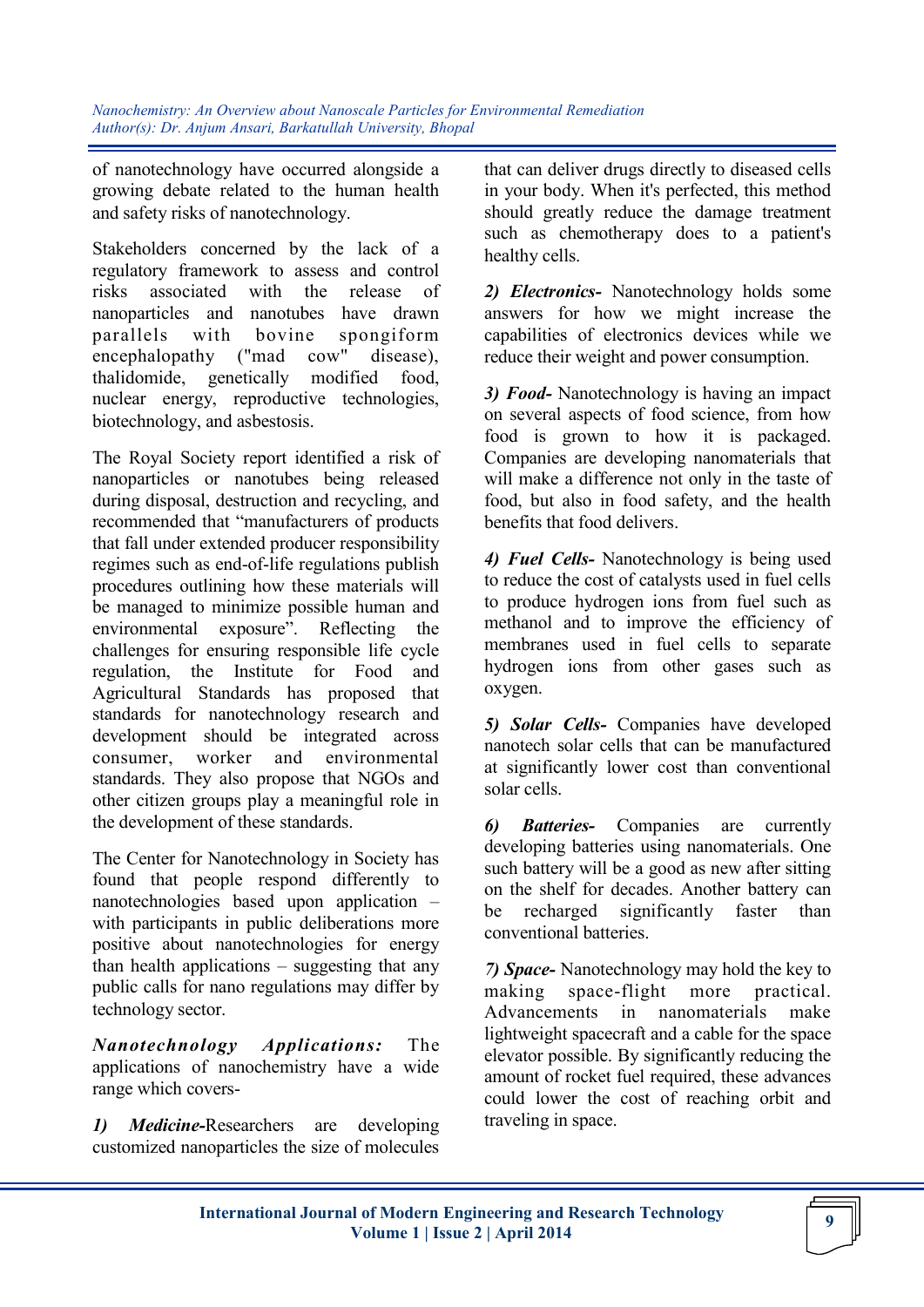of nanotechnology have occurred alongside a growing debate related to the human health and safety risks of nanotechnology.

Stakeholders concerned by the lack of a regulatory framework to assess and control risks associated with the release of nanoparticles and nanotubes have drawn parallels with bovine spongiform encephalopathy ("mad cow" disease), thalidomide, genetically modified food, nuclear energy, reproductive technologies, biotechnology, and asbestosis.

The Royal Society report identified a risk of nanoparticles or nanotubes being released during disposal, destruction and recycling, and recommended that "manufacturers of products that fall under extended producer responsibility regimes such as end-of-life regulations publish procedures outlining how these materials will be managed to minimize possible human and environmental exposure". Reflecting the challenges for ensuring responsible life cycle regulation, the Institute for Food and Agricultural Standards has proposed that standards for nanotechnology research and development should be integrated across consumer, worker and environmental standards. They also propose that NGOs and other citizen groups play a meaningful role in the development of these standards.

The Center for Nanotechnology in Society has found that people respond differently to nanotechnologies based upon application – with participants in public deliberations more positive about nanotechnologies for energy than health applications – suggesting that any public calls for nano regulations may differ by technology sector.

***Nanotechnology Applications:*** The applications of nanochemistry have a wide range which covers-

***1) Medicine-***Researchers are developing customized nanoparticles the size of molecules that can deliver drugs directly to diseased cells in your body. When it's perfected, this method should greatly reduce the damage treatment such as chemotherapy does to a patient's healthy cells.

***2) Electronics-*** Nanotechnology holds some answers for how we might increase the capabilities of electronics devices while we reduce their weight and power consumption.

***3) Food-*** Nanotechnology is having an impact on several aspects of food science, from how food is grown to how it is packaged. Companies are developing nanomaterials that will make a difference not only in the taste of food, but also in food safety, and the health benefits that food delivers.

***4) Fuel Cells-*** Nanotechnology is being used to reduce the cost of catalysts used in fuel cells to produce hydrogen ions from fuel such as methanol and to improve the efficiency of membranes used in fuel cells to separate hydrogen ions from other gases such as oxygen.

***5) Solar Cells-*** Companies have developed nanotech solar cells that can be manufactured at significantly lower cost than conventional solar cells.

***6) Batteries-*** Companies are currently developing batteries using nanomaterials. One such battery will be a good as new after sitting on the shelf for decades. Another battery can be recharged significantly faster than conventional batteries.

***7) Space-*** Nanotechnology may hold the key to making space-flight more practical. Advancements in nanomaterials make lightweight spacecraft and a cable for the space elevator possible. By significantly reducing the amount of rocket fuel required, these advances could lower the cost of reaching orbit and traveling in space.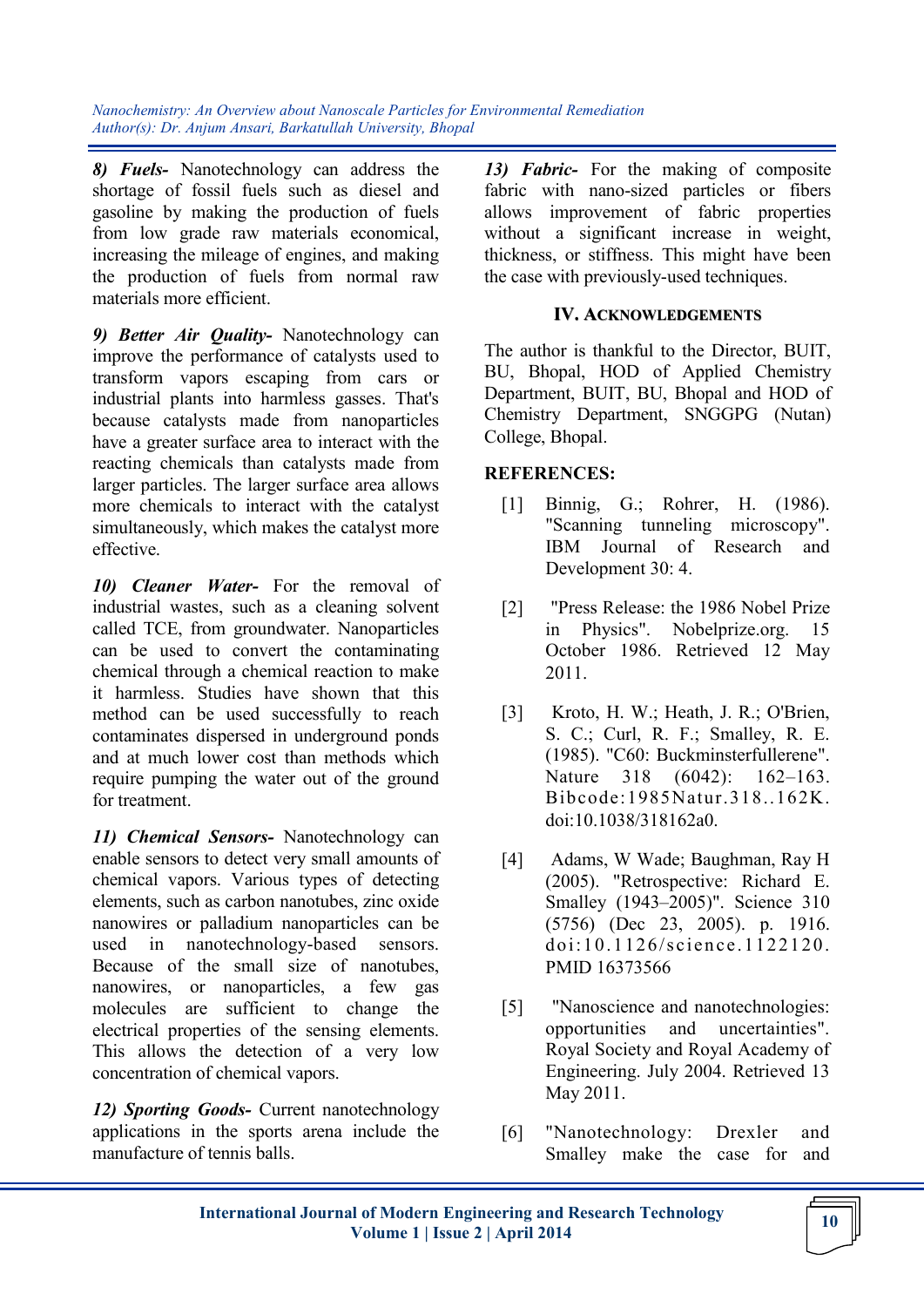***8) Fuels-*** Nanotechnology can address the shortage of fossil fuels such as diesel and gasoline by making the production of fuels from low grade raw materials economical, increasing the mileage of engines, and making the production of fuels from normal raw materials more efficient.

***9) Better Air Quality-*** Nanotechnology can improve the performance of catalysts used to transform vapors escaping from cars or industrial plants into harmless gasses. That's because catalysts made from nanoparticles have a greater surface area to interact with the reacting chemicals than catalysts made from larger particles. The larger surface area allows more chemicals to interact with the catalyst simultaneously, which makes the catalyst more effective.

***10) Cleaner Water-*** For the removal of industrial wastes, such as a cleaning solvent called TCE, from groundwater. Nanoparticles can be used to convert the contaminating chemical through a chemical reaction to make it harmless. Studies have shown that this method can be used successfully to reach contaminates dispersed in underground ponds and at much lower cost than methods which require pumping the water out of the ground for treatment.

***11) Chemical Sensors-*** Nanotechnology can enable sensors to detect very small amounts of chemical vapors. Various types of detecting elements, such as carbon nanotubes, zinc oxide nanowires or palladium nanoparticles can be used in nanotechnology-based sensors. Because of the small size of nanotubes, nanowires, or nanoparticles, a few gas molecules are sufficient to change the electrical properties of the sensing elements. This allows the detection of a very low concentration of chemical vapors.

***12) Sporting Goods-*** Current nanotechnology applications in the sports arena include the manufacture of tennis balls.

***13) Fabric-*** For the making of composite fabric with nano-sized particles or fibers allows improvement of fabric properties without a significant increase in weight, thickness, or stiffness. This might have been the case with previously-used techniques.

## IV. Acknowledgements

The author is thankful to the Director, BUIT, BU, Bhopal, HOD of Applied Chemistry Department, BUIT, BU, Bhopal and HOD of Chemistry Department, SNGGPG (Nutan) College, Bhopal.

## REFERENCES:

[1] Binnig, G.; Rohrer, H. (1986). "Scanning tunneling microscopy". IBM Journal of Research and Development 30: 4.

[2] "Press Release: the 1986 Nobel Prize in Physics". Nobelprize.org. 15 October 1986. Retrieved 12 May 2011.

[3] Kroto, H. W.; Heath, J. R.; O'Brien, S. C.; Curl, R. F.; Smalley, R. E. (1985). "C60: Buckminsterfullerene". Nature 318 (6042): 162–163. Bibcode:1985Natur.318..162K. doi:10.1038/318162a0.

[4] Adams, W Wade; Baughman, Ray H (2005). "Retrospective: Richard E. Smalley (1943–2005)". Science 310 (5756) (Dec 23, 2005). p. 1916. doi:10.1126/science.1122120. PMID 16373566

[5] "Nanoscience and nanotechnologies: opportunities and uncertainties". Royal Society and Royal Academy of Engineering. July 2004. Retrieved 13 May 2011.

[6] "Nanotechnology: Drexler and Smalley make the case for and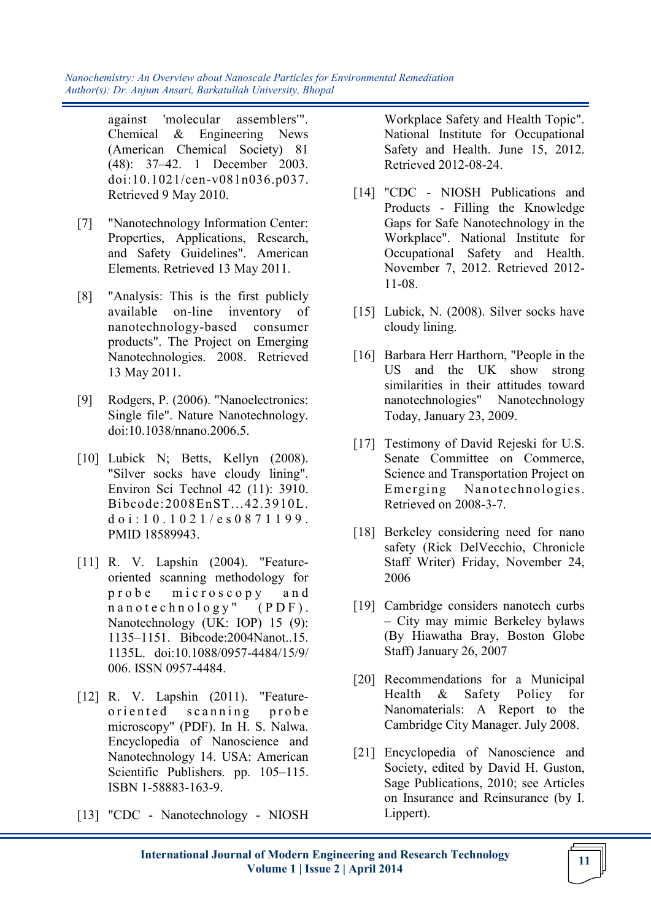against 'molecular assemblers'". Chemical & Engineering News (American Chemical Society) 81 (48): 37–42. 1 December 2003. doi:10.1021/cen-v081n036.p037. Retrieved 9 May 2010.

[7] "Nanotechnology Information Center: Properties, Applications, Research, and Safety Guidelines". American Elements. Retrieved 13 May 2011.

[8] "Analysis: This is the first publicly available on-line inventory of nanotechnology-based consumer products". The Project on Emerging Nanotechnologies. 2008. Retrieved 13 May 2011.

[9] Rodgers, P. (2006). "Nanoelectronics: Single file". Nature Nanotechnology. doi:10.1038/nnano.2006.5.

[10] Lubick N; Betts, Kellyn (2008). "Silver socks have cloudy lining". Environ Sci Technol 42 (11): 3910. Bibcode:2008EnST...42.3910L. doi:10.1021/es0871199. PMID 18589943.

[11] R. V. Lapshin (2004). "Feature-oriented scanning methodology for probe microscopy and nanotechnology" (PDF). Nanotechnology (UK: IOP) 15 (9): 1135–1151. Bibcode:2004Nanot..15.1135L. doi:10.1088/0957-4484/15/9/006. ISSN 0957-4484.

[12] R. V. Lapshin (2011). "Feature-oriented scanning probe microscopy" (PDF). In H. S. Nalwa. Encyclopedia of Nanoscience and Nanotechnology 14. USA: American Scientific Publishers. pp. 105–115. ISBN 1-58883-163-9.

[13] "CDC - Nanotechnology - NIOSH Workplace Safety and Health Topic". National Institute for Occupational Safety and Health. June 15, 2012. Retrieved 2012-08-24.

[14] "CDC - NIOSH Publications and Products - Filling the Knowledge Gaps for Safe Nanotechnology in the Workplace". National Institute for Occupational Safety and Health. November 7, 2012. Retrieved 2012-11-08.

[15] Lubick, N. (2008). Silver socks have cloudy lining.

[16] Barbara Herr Harthorn, "People in the US and the UK show strong similarities in their attitudes toward nanotechnologies" Nanotechnology Today, January 23, 2009.

[17] Testimony of David Rejeski for U.S. Senate Committee on Commerce, Science and Transportation Project on Emerging Nanotechnologies. Retrieved on 2008-3-7.

[18] Berkeley considering need for nano safety (Rick DelVecchio, Chronicle Staff Writer) Friday, November 24, 2006

[19] Cambridge considers nanotech curbs – City may mimic Berkeley bylaws (By Hiawatha Bray, Boston Globe Staff) January 26, 2007

[20] Recommendations for a Municipal Health & Safety Policy for Nanomaterials: A Report to the Cambridge City Manager. July 2008.

[21] Encyclopedia of Nanoscience and Society, edited by David H. Guston, Sage Publications, 2010; see Articles on Insurance and Reinsurance (by I. Lippert).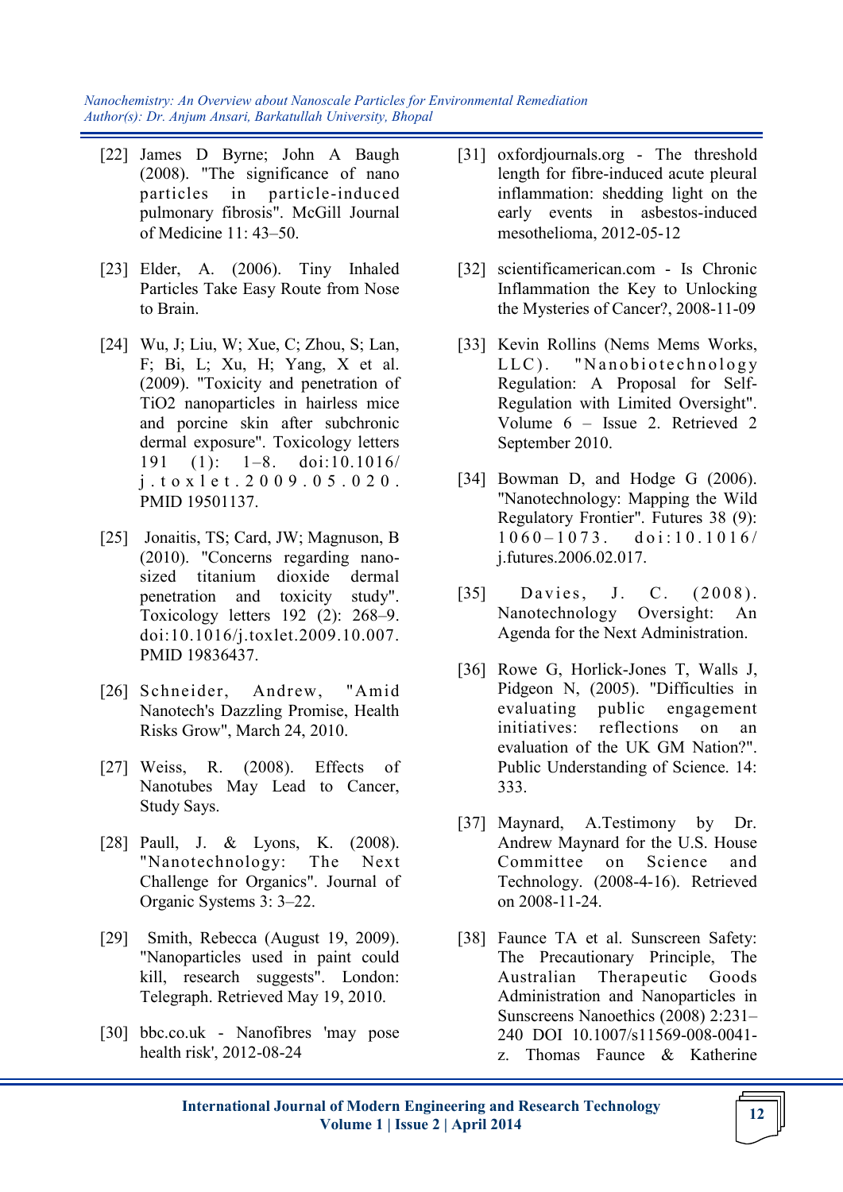[22] James D Byrne; John A Baugh (2008). "The significance of nano particles in particle-induced pulmonary fibrosis". McGill Journal of Medicine 11: 43–50.

[23] Elder, A. (2006). Tiny Inhaled Particles Take Easy Route from Nose to Brain.

[24] Wu, J; Liu, W; Xue, C; Zhou, S; Lan, F; Bi, L; Xu, H; Yang, X et al. (2009). "Toxicity and penetration of TiO2 nanoparticles in hairless mice and porcine skin after subchronic dermal exposure". Toxicology letters 191 (1): 1–8. doi:10.1016/j.toxlet.2009.05.020. PMID 19501137.

[25] Jonaitis, TS; Card, JW; Magnuson, B (2010). "Concerns regarding nano-sized titanium dioxide dermal penetration and toxicity study". Toxicology letters 192 (2): 268–9. doi:10.1016/j.toxlet.2009.10.007. PMID 19836437.

[26] Schneider, Andrew, "Amid Nanotech's Dazzling Promise, Health Risks Grow", March 24, 2010.

[27] Weiss, R. (2008). Effects of Nanotubes May Lead to Cancer, Study Says.

[28] Paull, J. & Lyons, K. (2008). "Nanotechnology: The Next Challenge for Organics". Journal of Organic Systems 3: 3–22.

[29] Smith, Rebecca (August 19, 2009). "Nanoparticles used in paint could kill, research suggests". London: Telegraph. Retrieved May 19, 2010.

[30] bbc.co.uk - Nanofibres 'may pose health risk', 2012-08-24

[31] oxfordjournals.org - The threshold length for fibre-induced acute pleural inflammation: shedding light on the early events in asbestos-induced mesothelioma, 2012-05-12

[32] scientificamerican.com - Is Chronic Inflammation the Key to Unlocking the Mysteries of Cancer?, 2008-11-09

[33] Kevin Rollins (Nems Mems Works, LLC). "Nanobiotechnology Regulation: A Proposal for Self-Regulation with Limited Oversight". Volume 6 – Issue 2. Retrieved 2 September 2010.

[34] Bowman D, and Hodge G (2006). "Nanotechnology: Mapping the Wild Regulatory Frontier". Futures 38 (9): 1060–1073. doi:10.1016/j.futures.2006.02.017.

[35] Davies, J. C. (2008). Nanotechnology Oversight: An Agenda for the Next Administration.

[36] Rowe G, Horlick-Jones T, Walls J, Pidgeon N, (2005). "Difficulties in evaluating public engagement initiatives: reflections on an evaluation of the UK GM Nation?". Public Understanding of Science. 14: 333.

[37] Maynard, A.Testimony by Dr. Andrew Maynard for the U.S. House Committee on Science and Technology. (2008-4-16). Retrieved on 2008-11-24.

[38] Faunce TA et al. Sunscreen Safety: The Precautionary Principle, The Australian Therapeutic Goods Administration and Nanoparticles in Sunscreens Nanoethics (2008) 2:231–240 DOI 10.1007/s11569-008-0041-z. Thomas Faunce & Katherine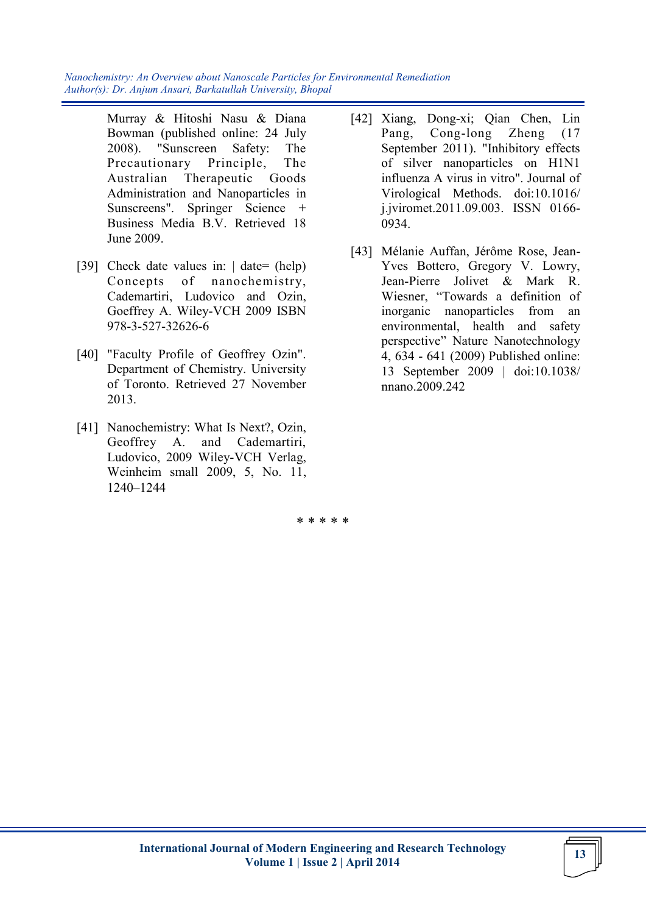Murray & Hitoshi Nasu & Diana Bowman (published online: 24 July 2008). "Sunscreen Safety: The Precautionary Principle, The Australian Therapeutic Goods Administration and Nanoparticles in Sunscreens". Springer Science + Business Media B.V. Retrieved 18 June 2009.

[39] Check date values in: | date= (help) Concepts of nanochemistry, Cademartiri, Ludovico and Ozin, Goeffrey A. Wiley-VCH 2009 ISBN 978-3-527-32626-6

[40] "Faculty Profile of Geoffrey Ozin". Department of Chemistry. University of Toronto. Retrieved 27 November 2013.

[41] Nanochemistry: What Is Next?, Ozin, Geoffrey A. and Cademartiri, Ludovico, 2009 Wiley-VCH Verlag, Weinheim small 2009, 5, No. 11, 1240–1244

[42] Xiang, Dong-xi; Qian Chen, Lin Pang, Cong-long Zheng (17 September 2011). "Inhibitory effects of silver nanoparticles on H1N1 influenza A virus in vitro". Journal of Virological Methods. doi:10.1016/j.jviromet.2011.09.003. ISSN 0166-0934.

[43] Mélanie Auffan, Jérôme Rose, Jean-Yves Bottero, Gregory V. Lowry, Jean-Pierre Jolivet & Mark R. Wiesner, "Towards a definition of inorganic nanoparticles from an environmental, health and safety perspective" Nature Nanotechnology 4, 634 - 641 (2009) Published online: 13 September 2009 | doi:10.1038/nnano.2009.242

* * * * *